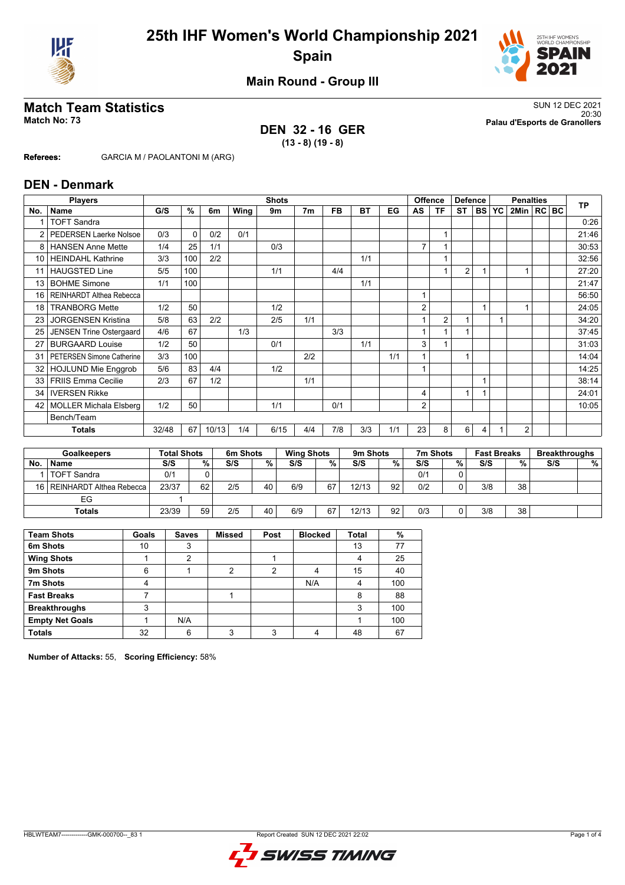# 25th IHF Women's World Championship 2021

## Spain

### Main Round - Group III

## Match Team Statistics

**Match No: 73**

SUN 12 DEC 2021
20:30
**Palau d'Esports de Granollers**

**DEN 32 - 16 GER**
**(13 - 8) (19 - 8)**

**Referees:** GARCIA M / PAOLANTONI M (ARG)

## DEN - Denmark

| Players | | Shots | | | | | | | | | Offence | | Defence | | Penalties | | | | | TP |
|---|---|---|---|---|---|---|---|---|---|---|---|---|---|---|---|---|---|---|---|---|
| No. | Name | G/S | % | 6m | Wing | 9m | 7m | FB | BT | EG | AS | TF | ST | BS | YC | 2Min | RC | BC | | |
| 1 | TOFT Sandra | | | | | | | | | | | | | | | | | | | 0:26 |
| 2 | PEDERSEN Laerke Nolsoe | 0/3 | 0 | 0/2 | 0/1 | | | | | | | 1 | | | | | | | | 21:46 |
| 8 | HANSEN Anne Mette | 1/4 | 25 | 1/1 | | 0/3 | | | | | 7 | 1 | | | | | | | | 30:53 |
| 10 | HEINDAHL Kathrine | 3/3 | 100 | 2/2 | | | | | 1/1 | | | 1 | | | | | | | | 32:56 |
| 11 | HAUGSTED Line | 5/5 | 100 | | | 1/1 | | 4/4 | | | | 1 | 2 | 1 | | 1 | | | | 27:20 |
| 13 | BOHME Simone | 1/1 | 100 | | | | | | 1/1 | | | | | | | | | | | 21:47 |
| 16 | REINHARDT Althea Rebecca | | | | | | | | | | 1 | | | | | | | | | 56:50 |
| 18 | TRANBORG Mette | 1/2 | 50 | | | 1/2 | | | | | 2 | | | 1 | | 1 | | | | 24:05 |
| 23 | JORGENSEN Kristina | 5/8 | 63 | 2/2 | | 2/5 | 1/1 | | | | 1 | 2 | 1 | | 1 | | | | | 34:20 |
| 25 | JENSEN Trine Ostergaard | 4/6 | 67 | | 1/3 | | | 3/3 | | | 1 | 1 | 1 | | | | | | | 37:45 |
| 27 | BURGAARD Louise | 1/2 | 50 | | | 0/1 | | | 1/1 | | 3 | 1 | | | | | | | | 31:03 |
| 31 | PETERSEN Simone Catherine | 3/3 | 100 | | | | 2/2 | | | 1/1 | 1 | | 1 | | | | | | | 14:04 |
| 32 | HOJLUND Mie Enggrob | 5/6 | 83 | 4/4 | | 1/2 | | | | | 1 | | | | | | | | | 14:25 |
| 33 | FRIIS Emma Cecilie | 2/3 | 67 | 1/2 | | | 1/1 | | | | | | | 1 | | | | | | 38:14 |
| 34 | IVERSEN Rikke | | | | | | | | | | 4 | | 1 | 1 | | | | | | 24:01 |
| 42 | MOLLER Michala Elsberg | 1/2 | 50 | | | 1/1 | | 0/1 | | | 2 | | | | | | | | | 10:05 |
| | Bench/Team | | | | | | | | | | | | | | | | | | | |
| | Totals | 32/48 | 67 | 10/13 | 1/4 | 6/15 | 4/4 | 7/8 | 3/3 | 1/1 | 23 | 8 | 6 | 4 | 1 | 2 | | | | |

| Goalkeepers | | Total Shots | | 6m Shots | | Wing Shots | | 9m Shots | | 7m Shots | | Fast Breaks | | Breakthroughs | |
|---|---|---|---|---|---|---|---|---|---|---|---|---|---|---|---|
| No. | Name | S/S | % | S/S | % | S/S | % | S/S | % | S/S | % | S/S | % | S/S | % |
| 1 | TOFT Sandra | 0/1 | 0 | | | | | | | 0/1 | 0 | | | | |
| 16 | REINHARDT Althea Rebecca | 23/37 | 62 | 2/5 | 40 | 6/9 | 67 | 12/13 | 92 | 0/2 | 0 | 3/8 | 38 | | |
| | EG | 1 | | | | | | | | | | | | | |
| | Totals | 23/39 | 59 | 2/5 | 40 | 6/9 | 67 | 12/13 | 92 | 0/3 | 0 | 3/8 | 38 | | |

| Team Shots | Goals | Saves | Missed | Post | Blocked | Total | % |
|---|---|---|---|---|---|---|---|
| 6m Shots | 10 | 3 | | | | 13 | 77 |
| Wing Shots | 1 | 2 | | 1 | | 4 | 25 |
| 9m Shots | 6 | 1 | 2 | 2 | 4 | 15 | 40 |
| 7m Shots | 4 | | | | N/A | 4 | 100 |
| Fast Breaks | 7 | | 1 | | | 8 | 88 |
| Breakthroughs | 3 | | | | | 3 | 100 |
| Empty Net Goals | 1 | N/A | | | | 1 | 100 |
| Totals | 32 | 6 | 3 | 3 | 4 | 48 | 67 |

**Number of Attacks:** 55, **Scoring Efficiency:** 58%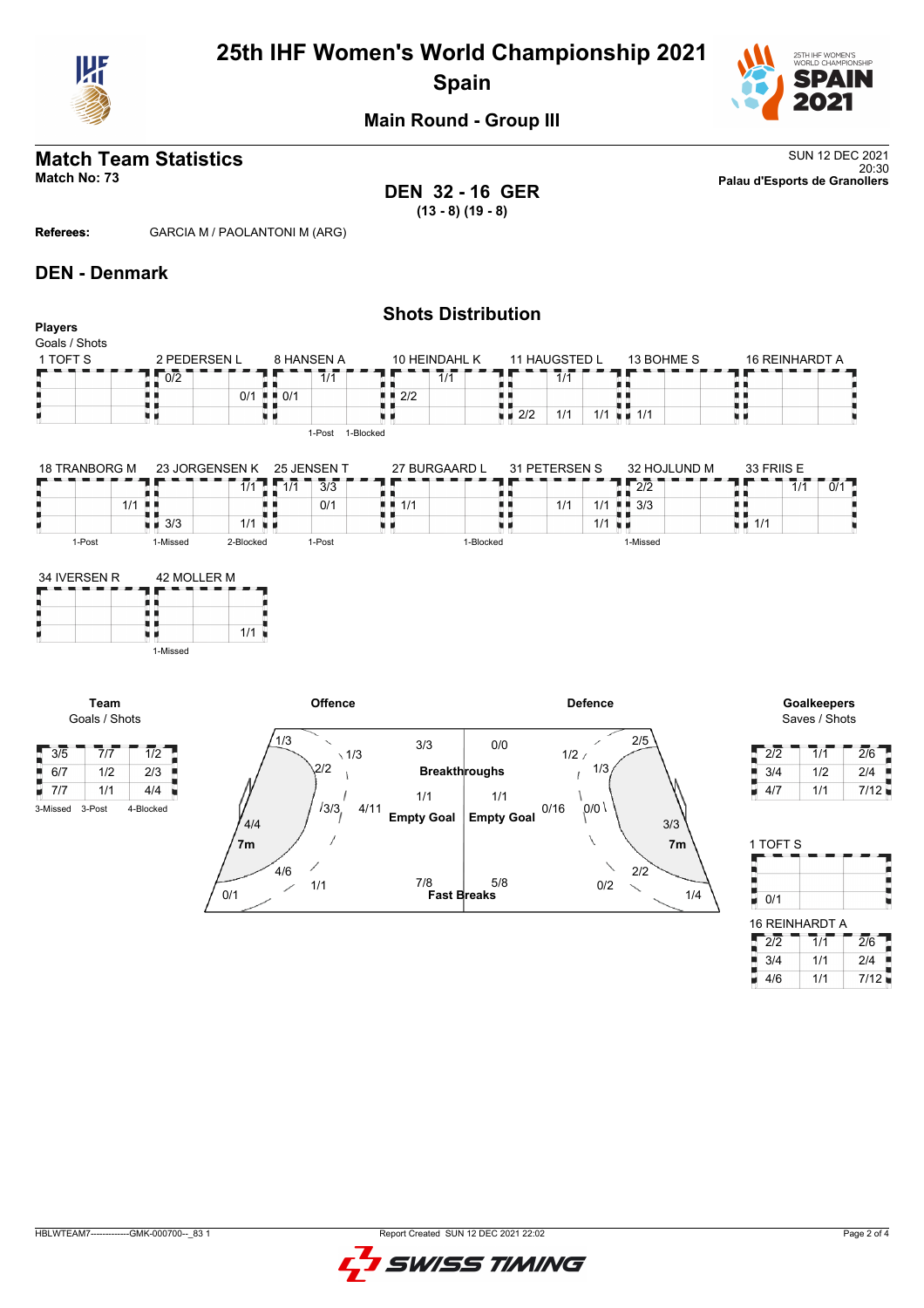# 25th IHF Women's World Championship 2021

## Spain

### Main Round - Group III

## Match Team Statistics

**Match No: 73**

SUN 12 DEC 2021
20:30
**Palau d'Esports de Granollers**

**DEN 32 - 16 GER**
**(13 - 8) (19 - 8)**

**Referees:** GARCIA M / PAOLANTONI M (ARG)

## DEN - Denmark

### Shots Distribution

**Players**
Goals / Shots

1 TOFT S

| | | |
|---|---|---|
| | | |
| | | |
| | | |

2 PEDERSEN L

| | | |
|---|---|---|
| 0/2 | | |
| | | 0/1 |
| | | |

8 HANSEN A

| | | |
|---|---|---|
| | 1/1 | |
| 0/1 | | |
| | | |

1-Post 1-Blocked

10 HEINDAHL K

| | | |
|---|---|---|
| | 1/1 | |
| 2/2 | | |
| | | |

11 HAUGSTED L

| | | |
|---|---|---|
| | 1/1 | |
| | | |
| 2/2 | 1/1 | 1/1 |

13 BOHME S

| | | |
|---|---|---|
| | | |
| | | |
| 1/1 | | |

16 REINHARDT A

| | | |
|---|---|---|
| | | |
| | | |
| | | |

18 TRANBORG M

| | | |
|---|---|---|
| | | |
| | | 1/1 |
| | | |

1-Post

23 JORGENSEN K

| | | |
|---|---|---|
| | | 1/1 |
| | | |
| 3/3 | | 1/1 |

1-Missed 2-Blocked

25 JENSEN T

| | | |
|---|---|---|
| 1/1 | 3/3 | |
| | 0/1 | |
| | | |

1-Post

27 BURGAARD L

| | | |
|---|---|---|
| | | |
| 1/1 | | |
| | | |

1-Blocked

31 PETERSEN S

| | | |
|---|---|---|
| | | |
| | 1/1 | 1/1 |
| | | 1/1 |

32 HOJLUND M

| | | |
|---|---|---|
| 2/2 | | |
| 3/3 | | |
| | | |

1-Missed

33 FRIIS E

| | | |
|---|---|---|
| | 1/1 | 0/1 |
| | | |
| 1/1 | | |

34 IVERSEN R

| | | |
|---|---|---|
| | | |
| | | |
| | | |

42 MOLLER M

| | | |
|---|---|---|
| | | |
| | | |
| | | 1/1 |

1-Missed

**Team**
Goals / Shots

| | | |
|---|---|---|
| 3/5 | 7/7 | 1/2 |
| 6/7 | 1/2 | 2/3 |
| 7/7 | 1/1 | 4/4 |

3-Missed 3-Post 4-Blocked

**Offence**

1/3
1/3
2/2
3/3
4/11
4/4
7m
4/6
1/1
0/1

| | |
|---|---|
| 3/3 | 0/0 |
| **Breakthroughs** | |
| 1/1 | 1/1 |
| **Empty Goal** | **Empty Goal** |
| 7/8 | 5/8 |
| **Fast Breaks** | |

**Defence**

2/5
1/2
1/3
0/16
0/0
3/3
7m
2/2
0/2
1/4

**Goalkeepers**
Saves / Shots

| | | |
|---|---|---|
| 2/2 | 1/1 | 2/6 |
| 3/4 | 1/2 | 2/4 |
| 4/7 | 1/1 | 7/12 |

1 TOFT S

| | | |
|---|---|---|
| | | |
| | | |
| 0/1 | | |

16 REINHARDT A

| | | |
|---|---|---|
| 2/2 | 1/1 | 2/6 |
| 3/4 | 1/1 | 2/4 |
| 4/6 | 1/1 | 7/12 |

HBLWTEAM7--------------GMK-000700--_83 1 Report Created SUN 12 DEC 2021 22:02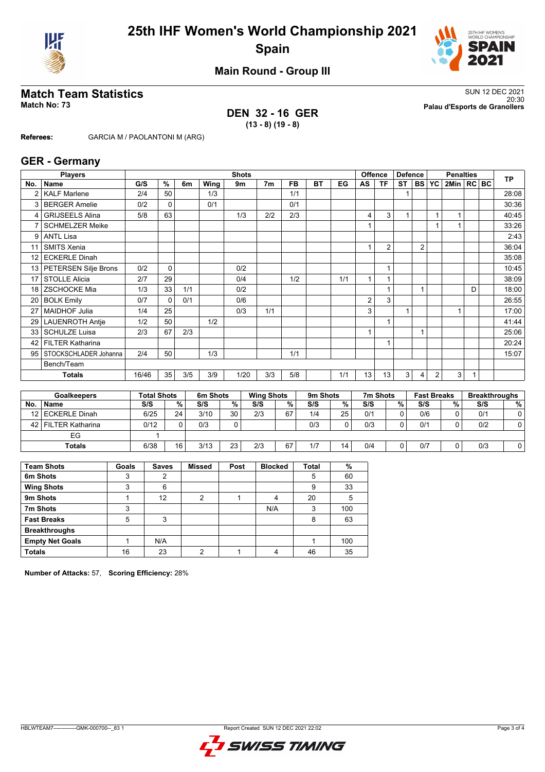# 25th IHF Women's World Championship 2021
## Spain

### Main Round - Group III

## Match Team Statistics

**Match No: 73**

SUN 12 DEC 2021
20:30
**Palau d'Esports de Granollers**

**DEN 32 - 16 GER**
**(13 - 8) (19 - 8)**

**Referees:** GARCIA M / PAOLANTONI M (ARG)

## GER - Germany

| Players | | Shots | | | | | | | | | Offence | | Defence | | Penalties | | | | | TP |
|---|---|---|---|---|---|---|---|---|---|---|---|---|---|---|---|---|---|---|---|---|
| No. | Name | G/S | % | 6m | Wing | 9m | 7m | FB | BT | EG | AS | TF | ST | BS | YC | 2Min | RC | BC | | |
| 2 | KALF Marlene | 2/4 | 50 | | 1/3 | | | 1/1 | | | | | 1 | | | | | | | 28:08 |
| 3 | BERGER Amelie | 0/2 | 0 | | 0/1 | | | 0/1 | | | | | | | | | | | | 30:36 |
| 4 | GRIJSEELS Alina | 5/8 | 63 | | | 1/3 | 2/2 | 2/3 | | | 4 | 3 | 1 | | 1 | 1 | | | | 40:45 |
| 7 | SCHMELZER Meike | | | | | | | | | | 1 | | | | 1 | 1 | | | | 33:26 |
| 9 | ANTL Lisa | | | | | | | | | | | | | | | | | | | 2:43 |
| 11 | SMITS Xenia | | | | | | | | | | 1 | 2 | | 2 | | | | | | 36:04 |
| 12 | ECKERLE Dinah | | | | | | | | | | | | | | | | | | | 35:08 |
| 13 | PETERSEN Silje Brons | 0/2 | 0 | | | 0/2 | | | | | | 1 | | | | | | | | 10:45 |
| 17 | STOLLE Alicia | 2/7 | 29 | | | 0/4 | | 1/2 | | 1/1 | 1 | 1 | | | | | | | | 38:09 |
| 18 | ZSCHOCKE Mia | 1/3 | 33 | 1/1 | | 0/2 | | | | | | 1 | | 1 | | | D | | | 18:00 |
| 20 | BOLK Emily | 0/7 | 0 | 0/1 | | 0/6 | | | | | 2 | 3 | | | | | | | | 26:55 |
| 27 | MAIDHOF Julia | 1/4 | 25 | | | 0/3 | 1/1 | | | | 3 | | 1 | | | 1 | | | | 17:00 |
| 29 | LAUENROTH Antje | 1/2 | 50 | | 1/2 | | | | | | | 1 | | | | | | | | 41:44 |
| 33 | SCHULZE Luisa | 2/3 | 67 | 2/3 | | | | | | | 1 | | | 1 | | | | | | 25:06 |
| 42 | FILTER Katharina | | | | | | | | | | | 1 | | | | | | | | 20:24 |
| 95 | STOCKSCHLADER Johanna | 2/4 | 50 | | 1/3 | | | 1/1 | | | | | | | | | | | | 15:07 |
| | Bench/Team | | | | | | | | | | | | | | | | | | | |
| | **Totals** | 16/46 | 35 | 3/5 | 3/9 | 1/20 | 3/3 | 5/8 | | 1/1 | 13 | 13 | 3 | 4 | 2 | 3 | 1 | | | |

| Goalkeepers | | Total Shots | | 6m Shots | | Wing Shots | | 9m Shots | | 7m Shots | | Fast Breaks | | Breakthroughs | |
|---|---|---|---|---|---|---|---|---|---|---|---|---|---|---|---|
| No. | Name | S/S | % | S/S | % | S/S | % | S/S | % | S/S | % | S/S | % | S/S | % |
| 12 | ECKERLE Dinah | 6/25 | 24 | 3/10 | 30 | 2/3 | 67 | 1/4 | 25 | 0/1 | 0 | 0/6 | 0 | 0/1 | 0 |
| 42 | FILTER Katharina | 0/12 | 0 | 0/3 | 0 | | | 0/3 | 0 | 0/3 | 0 | 0/1 | 0 | 0/2 | 0 |
| | EG | 1 | | | | | | | | | | | | | |
| | **Totals** | 6/38 | 16 | 3/13 | 23 | 2/3 | 67 | 1/7 | 14 | 0/4 | 0 | 0/7 | 0 | 0/3 | 0 |

| Team Shots | Goals | Saves | Missed | Post | Blocked | Total | % |
|---|---|---|---|---|---|---|---|
| **6m Shots** | 3 | 2 | | | | 5 | 60 |
| **Wing Shots** | 3 | 6 | | | | 9 | 33 |
| **9m Shots** | 1 | 12 | 2 | 1 | 4 | 20 | 5 |
| **7m Shots** | 3 | | | | N/A | 3 | 100 |
| **Fast Breaks** | 5 | 3 | | | | 8 | 63 |
| **Breakthroughs** | | | | | | | |
| **Empty Net Goals** | 1 | N/A | | | | 1 | 100 |
| **Totals** | 16 | 23 | 2 | 1 | 4 | 46 | 35 |

**Number of Attacks:** 57, **Scoring Efficiency:** 28%

HBLWTEAM7-------------GMK-000700--_83 1 Report Created SUN 12 DEC 2021 22:02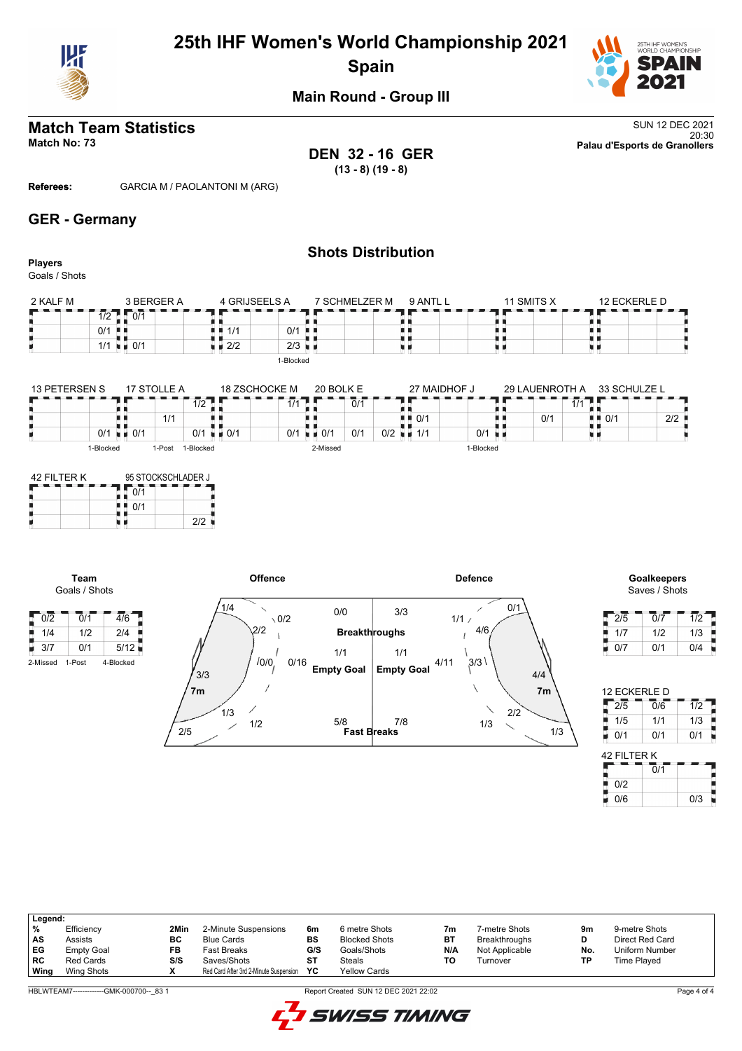# 25th IHF Women's World Championship 2021

## Spain

### Main Round - Group III

## Match Team Statistics

**Match No: 73**

SUN 12 DEC 2021
20:30
**Palau d'Esports de Granollers**

**DEN 32 - 16 GER**
**(13 - 8) (19 - 8)**

**Referees:** GARCIA M / PAOLANTONI M (ARG)

## GER - Germany

### Shots Distribution

**Players**
Goals / Shots

2 KALF M
1/2
0/1
1/1

3 BERGER A
0/1
0/1

4 GRIJSEELS A
1/1 0/1
2/2 2/3
1-Blocked

7 SCHMELZER M

9 ANTL L

11 SMITS X

12 ECKERLE D

13 PETERSEN S
0/1
1-Blocked

17 STOLLE A
1/2
1/1
0/1 0/1
1-Post 1-Blocked

18 ZSCHOCKE M
1/1
0/1 0/1

20 BOLK E
0/1
0/1 0/1 0/2
2-Missed

27 MAIDHOF J
0/1
1/1 0/1
1-Blocked

29 LAUENROTH A
1/1
0/1

33 SCHULZE L
0/1 2/2

42 FILTER K

95 STOCKSCHLADER J
0/1
0/1
2/2

**Team**
Goals / Shots

0/2 0/1 4/6
1/4 1/2 2/4
3/7 0/1 5/12
2-Missed 1-Post 4-Blocked

**Offence**
1/4
0/2
2/2
0/0
0/16
3/3
7m
1/3
1/2
2/5
Breakthroughs 0/0 3/3
Empty Goal 1/1 1/1
Fast Breaks 5/8 7/8

**Defence**
1/1
0/1
4/6
4/11
3/3
4/4
7m
2/2
1/3
1/3

**Goalkeepers**
Saves / Shots

2/5 0/7 1/2
1/7 1/2 1/3
0/7 0/1 0/4

12 ECKERLE D
2/5 0/6 1/2
1/5 1/1 1/3
0/1 0/1 0/1

42 FILTER K
0/1
0/2
0/6 0/3

| Legend: | | | | | | | | | |
|---|---|---|---|---|---|---|---|---|---|
| % | Efficiency | 2Min | 2-Minute Suspensions | 6m | 6 metre Shots | 7m | 7-metre Shots | 9m | 9-metre Shots |
| AS | Assists | BC | Blue Cards | BS | Blocked Shots | BT | Breakthroughs | D | Direct Red Card |
| EG | Empty Goal | FB | Fast Breaks | G/S | Goals/Shots | N/A | Not Applicable | No. | Uniform Number |
| RC | Red Cards | S/S | Saves/Shots | ST | Steals | TO | Turnover | TP | Time Played |
| Wing | Wing Shots | X | Red Card After 3rd 2-Minute Suspension | YC | Yellow Cards | | | | |

HBLWTEAM7--------------GMK-000700--_83 1 Report Created SUN 12 DEC 2021 22:02